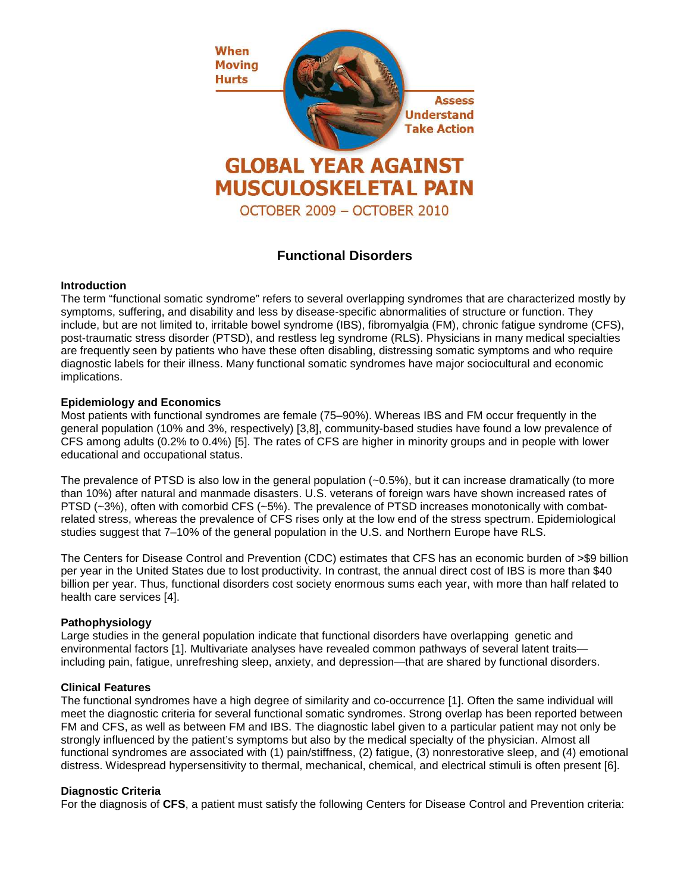When Moving Hurts

Assess Understand Take Action

# GLOBAL YEAR AGAINST MUSCULOSKELETAL PAIN

OCTOBER 2009 – OCTOBER 2010

## Functional Disorders

### Introduction

The term "functional somatic syndrome" refers to several overlapping syndromes that are characterized mostly by symptoms, suffering, and disability and less by disease-specific abnormalities of structure or function. They include, but are not limited to, irritable bowel syndrome (IBS), fibromyalgia (FM), chronic fatigue syndrome (CFS), post-traumatic stress disorder (PTSD), and restless leg syndrome (RLS). Physicians in many medical specialties are frequently seen by patients who have these often disabling, distressing somatic symptoms and who require diagnostic labels for their illness. Many functional somatic syndromes have major sociocultural and economic implications.

### Epidemiology and Economics

Most patients with functional syndromes are female (75–90%). Whereas IBS and FM occur frequently in the general population (10% and 3%, respectively) [3,8], community-based studies have found a low prevalence of CFS among adults (0.2% to 0.4%) [5]. The rates of CFS are higher in minority groups and in people with lower educational and occupational status.

The prevalence of PTSD is also low in the general population (~0.5%), but it can increase dramatically (to more than 10%) after natural and manmade disasters. U.S. veterans of foreign wars have shown increased rates of PTSD (~3%), often with comorbid CFS (~5%). The prevalence of PTSD increases monotonically with combat-related stress, whereas the prevalence of CFS rises only at the low end of the stress spectrum. Epidemiological studies suggest that 7–10% of the general population in the U.S. and Northern Europe have RLS.

The Centers for Disease Control and Prevention (CDC) estimates that CFS has an economic burden of >$9 billion per year in the United States due to lost productivity. In contrast, the annual direct cost of IBS is more than $40 billion per year. Thus, functional disorders cost society enormous sums each year, with more than half related to health care services [4].

### Pathophysiology

Large studies in the general population indicate that functional disorders have overlapping genetic and environmental factors [1]. Multivariate analyses have revealed common pathways of several latent traits—including pain, fatigue, unrefreshing sleep, anxiety, and depression—that are shared by functional disorders.

### Clinical Features

The functional syndromes have a high degree of similarity and co-occurrence [1]. Often the same individual will meet the diagnostic criteria for several functional somatic syndromes. Strong overlap has been reported between FM and CFS, as well as between FM and IBS. The diagnostic label given to a particular patient may not only be strongly influenced by the patient's symptoms but also by the medical specialty of the physician. Almost all functional syndromes are associated with (1) pain/stiffness, (2) fatigue, (3) nonrestorative sleep, and (4) emotional distress. Widespread hypersensitivity to thermal, mechanical, chemical, and electrical stimuli is often present [6].

### Diagnostic Criteria

For the diagnosis of **CFS**, a patient must satisfy the following Centers for Disease Control and Prevention criteria: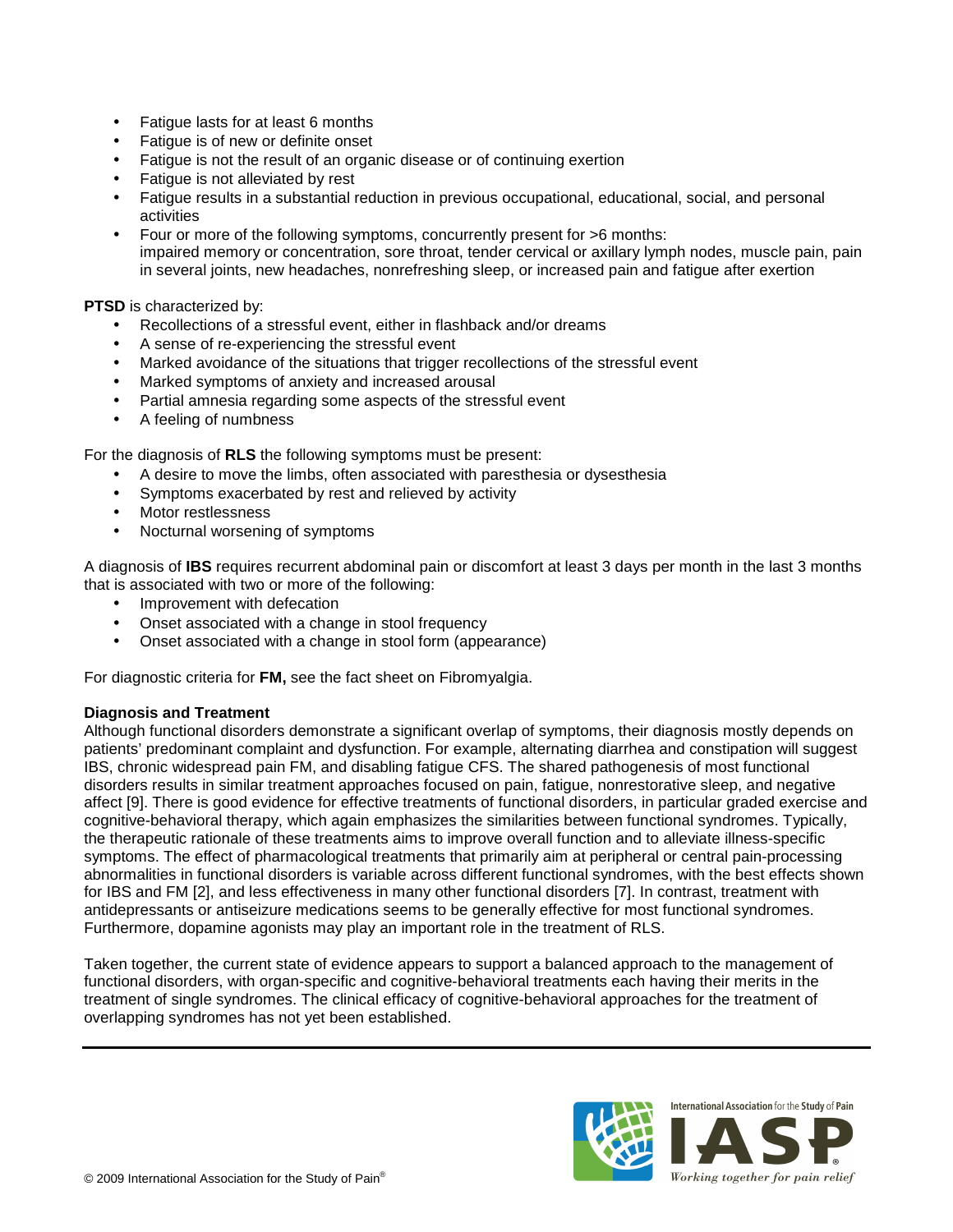- Fatigue lasts for at least 6 months
- Fatigue is of new or definite onset
- Fatigue is not the result of an organic disease or of continuing exertion
- Fatigue is not alleviated by rest
- Fatigue results in a substantial reduction in previous occupational, educational, social, and personal activities
- Four or more of the following symptoms, concurrently present for >6 months: impaired memory or concentration, sore throat, tender cervical or axillary lymph nodes, muscle pain, pain in several joints, new headaches, nonrefreshing sleep, or increased pain and fatigue after exertion

**PTSD** is characterized by:

- Recollections of a stressful event, either in flashback and/or dreams
- A sense of re-experiencing the stressful event
- Marked avoidance of the situations that trigger recollections of the stressful event
- Marked symptoms of anxiety and increased arousal
- Partial amnesia regarding some aspects of the stressful event
- A feeling of numbness

For the diagnosis of **RLS** the following symptoms must be present:

- A desire to move the limbs, often associated with paresthesia or dysesthesia
- Symptoms exacerbated by rest and relieved by activity
- Motor restlessness
- Nocturnal worsening of symptoms

A diagnosis of **IBS** requires recurrent abdominal pain or discomfort at least 3 days per month in the last 3 months that is associated with two or more of the following:

- Improvement with defecation
- Onset associated with a change in stool frequency
- Onset associated with a change in stool form (appearance)

For diagnostic criteria for **FM,** see the fact sheet on Fibromyalgia.

**Diagnosis and Treatment**

Although functional disorders demonstrate a significant overlap of symptoms, their diagnosis mostly depends on patients' predominant complaint and dysfunction. For example, alternating diarrhea and constipation will suggest IBS, chronic widespread pain FM, and disabling fatigue CFS. The shared pathogenesis of most functional disorders results in similar treatment approaches focused on pain, fatigue, nonrestorative sleep, and negative affect [9]. There is good evidence for effective treatments of functional disorders, in particular graded exercise and cognitive-behavioral therapy, which again emphasizes the similarities between functional syndromes. Typically, the therapeutic rationale of these treatments aims to improve overall function and to alleviate illness-specific symptoms. The effect of pharmacological treatments that primarily aim at peripheral or central pain-processing abnormalities in functional disorders is variable across different functional syndromes, with the best effects shown for IBS and FM [2], and less effectiveness in many other functional disorders [7]. In contrast, treatment with antidepressants or antiseizure medications seems to be generally effective for most functional syndromes. Furthermore, dopamine agonists may play an important role in the treatment of RLS.

Taken together, the current state of evidence appears to support a balanced approach to the management of functional disorders, with organ-specific and cognitive-behavioral treatments each having their merits in the treatment of single syndromes. The clinical efficacy of cognitive-behavioral approaches for the treatment of overlapping syndromes has not yet been established.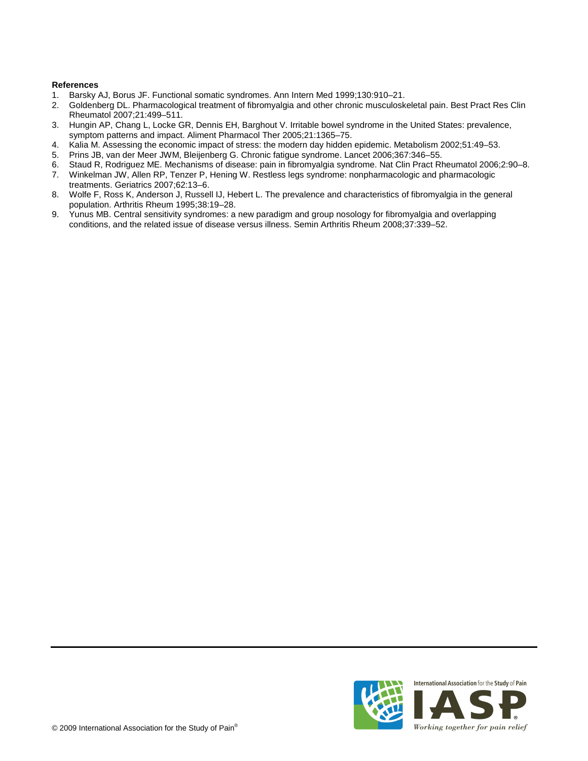**References**

1. Barsky AJ, Borus JF. Functional somatic syndromes. Ann Intern Med 1999;130:910–21.
2. Goldenberg DL. Pharmacological treatment of fibromyalgia and other chronic musculoskeletal pain. Best Pract Res Clin Rheumatol 2007;21:499–511.
3. Hungin AP, Chang L, Locke GR, Dennis EH, Barghout V. Irritable bowel syndrome in the United States: prevalence, symptom patterns and impact. Aliment Pharmacol Ther 2005;21:1365–75.
4. Kalia M. Assessing the economic impact of stress: the modern day hidden epidemic. Metabolism 2002;51:49–53.
5. Prins JB, van der Meer JWM, Bleijenberg G. Chronic fatigue syndrome. Lancet 2006;367:346–55.
6. Staud R, Rodriguez ME. Mechanisms of disease: pain in fibromyalgia syndrome. Nat Clin Pract Rheumatol 2006;2:90–8.
7. Winkelman JW, Allen RP, Tenzer P, Hening W. Restless legs syndrome: nonpharmacologic and pharmacologic treatments. Geriatrics 2007;62:13–6.
8. Wolfe F, Ross K, Anderson J, Russell IJ, Hebert L. The prevalence and characteristics of fibromyalgia in the general population. Arthritis Rheum 1995;38:19–28.
9. Yunus MB. Central sensitivity syndromes: a new paradigm and group nosology for fibromyalgia and overlapping conditions, and the related issue of disease versus illness. Semin Arthritis Rheum 2008;37:339–52.

© 2009 International Association for the Study of Pain®

International Association for the Study of Pain

IASP®

*Working together for pain relief*